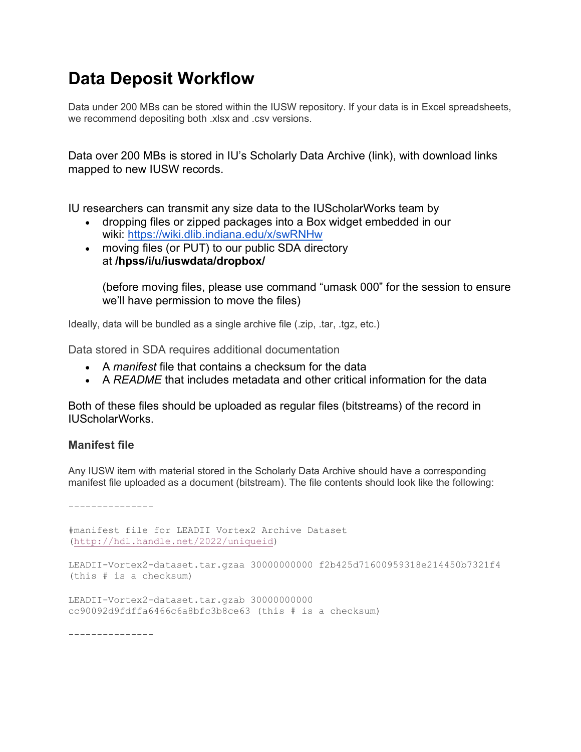# Data Deposit Workflow

Data under 200 MBs can be stored within the IUSW repository. If your data is in Excel spreadsheets, we recommend depositing both .xlsx and .csv versions.

Data over 200 MBs is stored in IU's Scholarly Data Archive (link), with download links mapped to new IUSW records.

IU researchers can transmit any size data to the IUScholarWorks team by

- dropping files or zipped packages into a Box widget embedded in our wiki: https://wiki.dlib.indiana.edu/x/swRNHw
- moving files (or PUT) to our public SDA directory at **/hpss/i/u/iuswdata/dropbox/**

  (before moving files, please use command "umask 000" for the session to ensure we'll have permission to move the files)

Ideally, data will be bundled as a single archive file (.zip, .tar, .tgz, etc.)

Data stored in SDA requires additional documentation

- A *manifest* file that contains a checksum for the data
- A *README* that includes metadata and other critical information for the data

Both of these files should be uploaded as regular files (bitstreams) of the record in IUScholarWorks.

### Manifest file

Any IUSW item with material stored in the Scholarly Data Archive should have a corresponding manifest file uploaded as a document (bitstream). The file contents should look like the following:

```
---------------

#manifest file for LEADII Vortex2 Archive Dataset
(http://hdl.handle.net/2022/uniqueid)

LEADII-Vortex2-dataset.tar.gzaa 30000000000 f2b425d71600959318e214450b7321f4
(this # is a checksum)

LEADII-Vortex2-dataset.tar.gzab 30000000000
cc90092d9fdffa6466c6a8bfc3b8ce63 (this # is a checksum)

---------------
```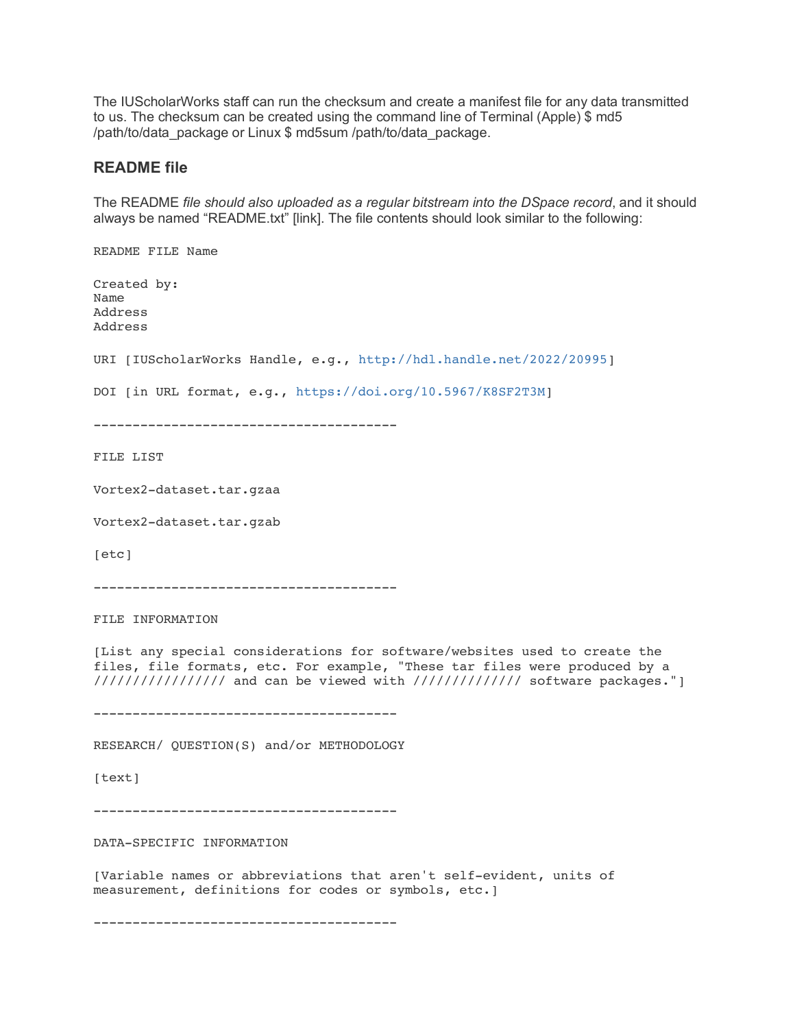The IUScholarWorks staff can run the checksum and create a manifest file for any data transmitted to us. The checksum can be created using the command line of Terminal (Apple) $ md5 /path/to/data_package or Linux $ md5sum /path/to/data_package.

## README file

The README *file should also uploaded as a regular bitstream into the DSpace record*, and it should always be named "README.txt" [link]. The file contents should look similar to the following:

```
README FILE Name

Created by:
Name
Address
Address

URI [IUScholarWorks Handle, e.g., http://hdl.handle.net/2022/20995]

DOI [in URL format, e.g., https://doi.org/10.5967/K8SF2T3M]

----------------------------------------

FILE LIST

Vortex2-dataset.tar.gzaa

Vortex2-dataset.tar.gzab

[etc]

----------------------------------------

FILE INFORMATION

[List any special considerations for software/websites used to create the
files, file formats, etc. For example, "These tar files were produced by a
//////////////// and can be viewed with ///////////// software packages."]

----------------------------------------

RESEARCH/ QUESTION(S) and/or METHODOLOGY

[text]

----------------------------------------

DATA-SPECIFIC INFORMATION

[Variable names or abbreviations that aren't self-evident, units of
measurement, definitions for codes or symbols, etc.]

----------------------------------------
```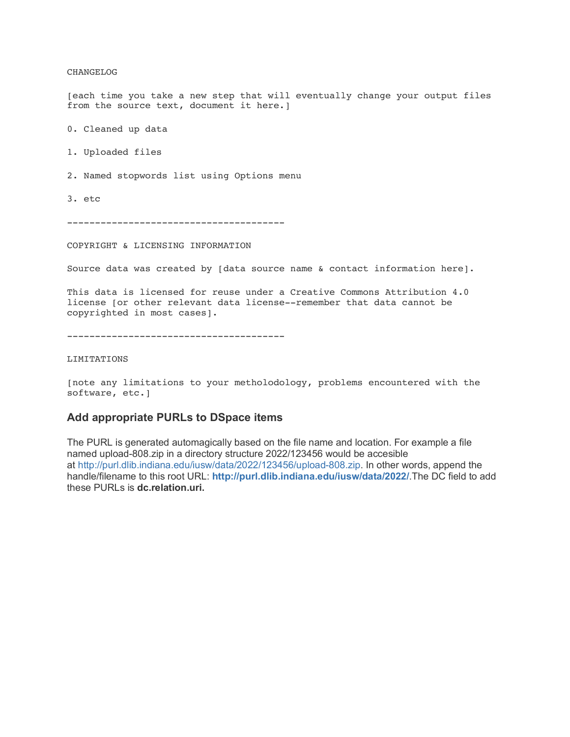CHANGELOG

[each time you take a new step that will eventually change your output files from the source text, document it here.]

0. Cleaned up data

1. Uploaded files

2. Named stopwords list using Options menu

3. etc

--------------------------------------

COPYRIGHT & LICENSING INFORMATION

Source data was created by [data source name & contact information here].

This data is licensed for reuse under a Creative Commons Attribution 4.0 license [or other relevant data license--remember that data cannot be copyrighted in most cases].

--------------------------------------

LIMITATIONS

[note any limitations to your metholodology, problems encountered with the software, etc.]

### Add appropriate PURLs to DSpace items

The PURL is generated automagically based on the file name and location. For example a file named upload-808.zip in a directory structure 2022/123456 would be accesible at http://purl.dlib.indiana.edu/iusw/data/2022/123456/upload-808.zip. In other words, append the handle/filename to this root URL: **http://purl.dlib.indiana.edu/iusw/data/2022/**.The DC field to add these PURLs is **dc.relation.uri.**